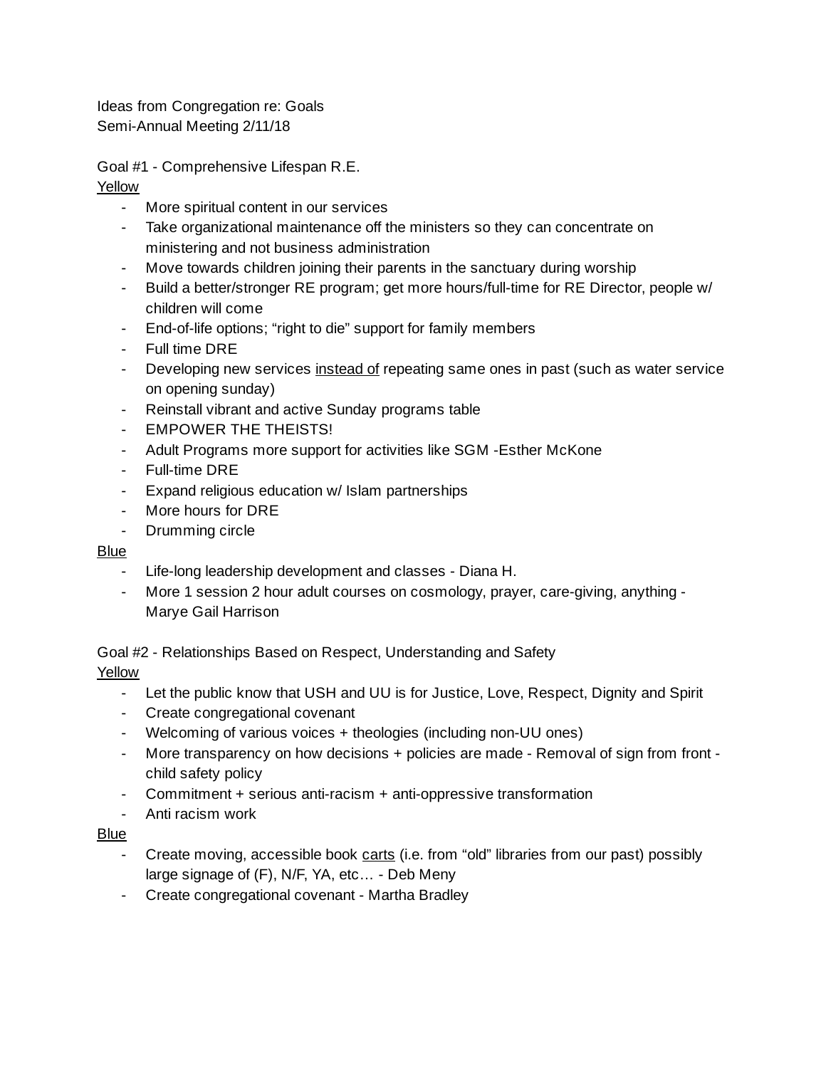Ideas from Congregation re: Goals
Semi-Annual Meeting 2/11/18

Goal #1 - Comprehensive Lifespan R.E.

<u>Yellow</u>

- More spiritual content in our services
- Take organizational maintenance off the ministers so they can concentrate on ministering and not business administration
- Move towards children joining their parents in the sanctuary during worship
- Build a better/stronger RE program; get more hours/full-time for RE Director, people w/ children will come
- End-of-life options; "right to die" support for family members
- Full time DRE
- Developing new services <u>instead of</u> repeating same ones in past (such as water service on opening sunday)
- Reinstall vibrant and active Sunday programs table
- EMPOWER THE THEISTS!
- Adult Programs more support for activities like SGM -Esther McKone
- Full-time DRE
- Expand religious education w/ Islam partnerships
- More hours for DRE
- Drumming circle

<u>Blue</u>

- Life-long leadership development and classes - Diana H.
- More 1 session 2 hour adult courses on cosmology, prayer, care-giving, anything - Marye Gail Harrison

Goal #2 - Relationships Based on Respect, Understanding and Safety

<u>Yellow</u>

- Let the public know that USH and UU is for Justice, Love, Respect, Dignity and Spirit
- Create congregational covenant
- Welcoming of various voices + theologies (including non-UU ones)
- More transparency on how decisions + policies are made - Removal of sign from front - child safety policy
- Commitment + serious anti-racism + anti-oppressive transformation
- Anti racism work

<u>Blue</u>

- Create moving, accessible book <u>carts</u> (i.e. from "old" libraries from our past) possibly large signage of (F), N/F, YA, etc… - Deb Meny
- Create congregational covenant - Martha Bradley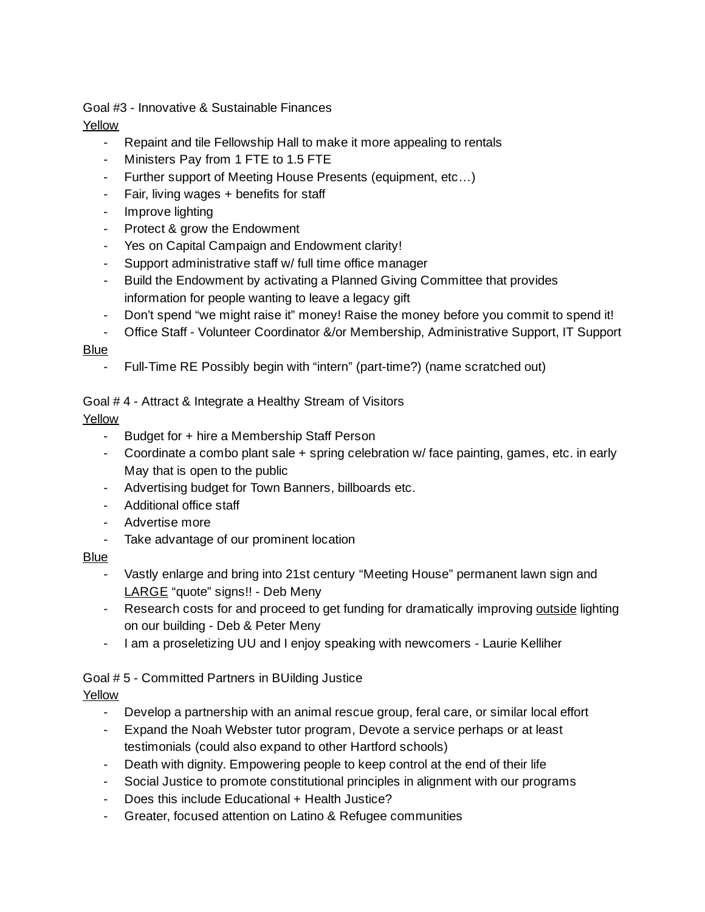Goal #3 - Innovative & Sustainable Finances

<u>Yellow</u>

- Repaint and tile Fellowship Hall to make it more appealing to rentals
- Ministers Pay from 1 FTE to 1.5 FTE
- Further support of Meeting House Presents (equipment, etc…)
- Fair, living wages + benefits for staff
- Improve lighting
- Protect & grow the Endowment
- Yes on Capital Campaign and Endowment clarity!
- Support administrative staff w/ full time office manager
- Build the Endowment by activating a Planned Giving Committee that provides information for people wanting to leave a legacy gift
- Don't spend "we might raise it" money! Raise the money before you commit to spend it!
- Office Staff - Volunteer Coordinator &/or Membership, Administrative Support, IT Support

<u>Blue</u>

- Full-Time RE Possibly begin with "intern" (part-time?) (name scratched out)

Goal # 4 - Attract & Integrate a Healthy Stream of Visitors

<u>Yellow</u>

- Budget for + hire a Membership Staff Person
- Coordinate a combo plant sale + spring celebration w/ face painting, games, etc. in early May that is open to the public
- Advertising budget for Town Banners, billboards etc.
- Additional office staff
- Advertise more
- Take advantage of our prominent location

<u>Blue</u>

- Vastly enlarge and bring into 21st century "Meeting House" permanent lawn sign and <u>LARGE</u> "quote" signs!! - Deb Meny
- Research costs for and proceed to get funding for dramatically improving <u>outside</u> lighting on our building - Deb & Peter Meny
- I am a proseletizing UU and I enjoy speaking with newcomers - Laurie Kelliher

Goal # 5 - Committed Partners in BUilding Justice

<u>Yellow</u>

- Develop a partnership with an animal rescue group, feral care, or similar local effort
- Expand the Noah Webster tutor program, Devote a service perhaps or at least testimonials (could also expand to other Hartford schools)
- Death with dignity. Empowering people to keep control at the end of their life
- Social Justice to promote constitutional principles in alignment with our programs
- Does this include Educational + Health Justice?
- Greater, focused attention on Latino & Refugee communities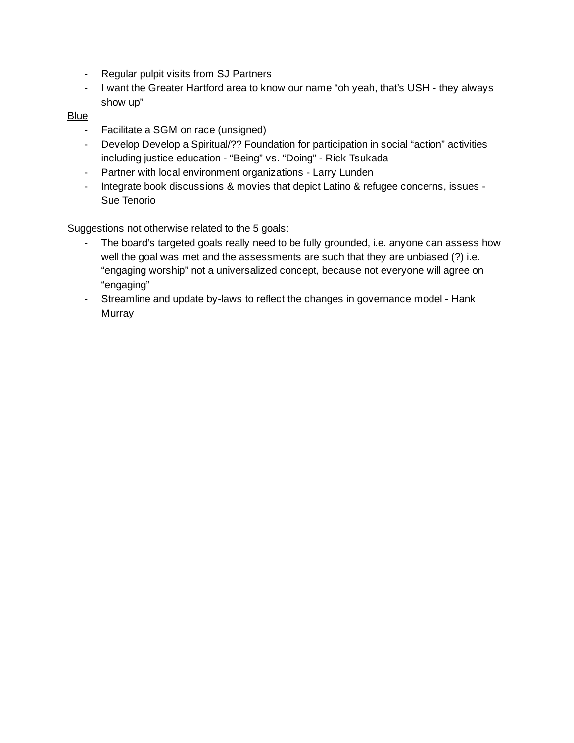- Regular pulpit visits from SJ Partners
- I want the Greater Hartford area to know our name “oh yeah, that’s USH - they always show up”

<u>Blue</u>

- Facilitate a SGM on race (unsigned)
- Develop Develop a Spiritual/?? Foundation for participation in social “action” activities including justice education - “Being” vs. “Doing” - Rick Tsukada
- Partner with local environment organizations - Larry Lunden
- Integrate book discussions & movies that depict Latino & refugee concerns, issues - Sue Tenorio

Suggestions not otherwise related to the 5 goals:

- The board’s targeted goals really need to be fully grounded, i.e. anyone can assess how well the goal was met and the assessments are such that they are unbiased (?) i.e. “engaging worship” not a universalized concept, because not everyone will agree on “engaging”
- Streamline and update by-laws to reflect the changes in governance model - Hank Murray